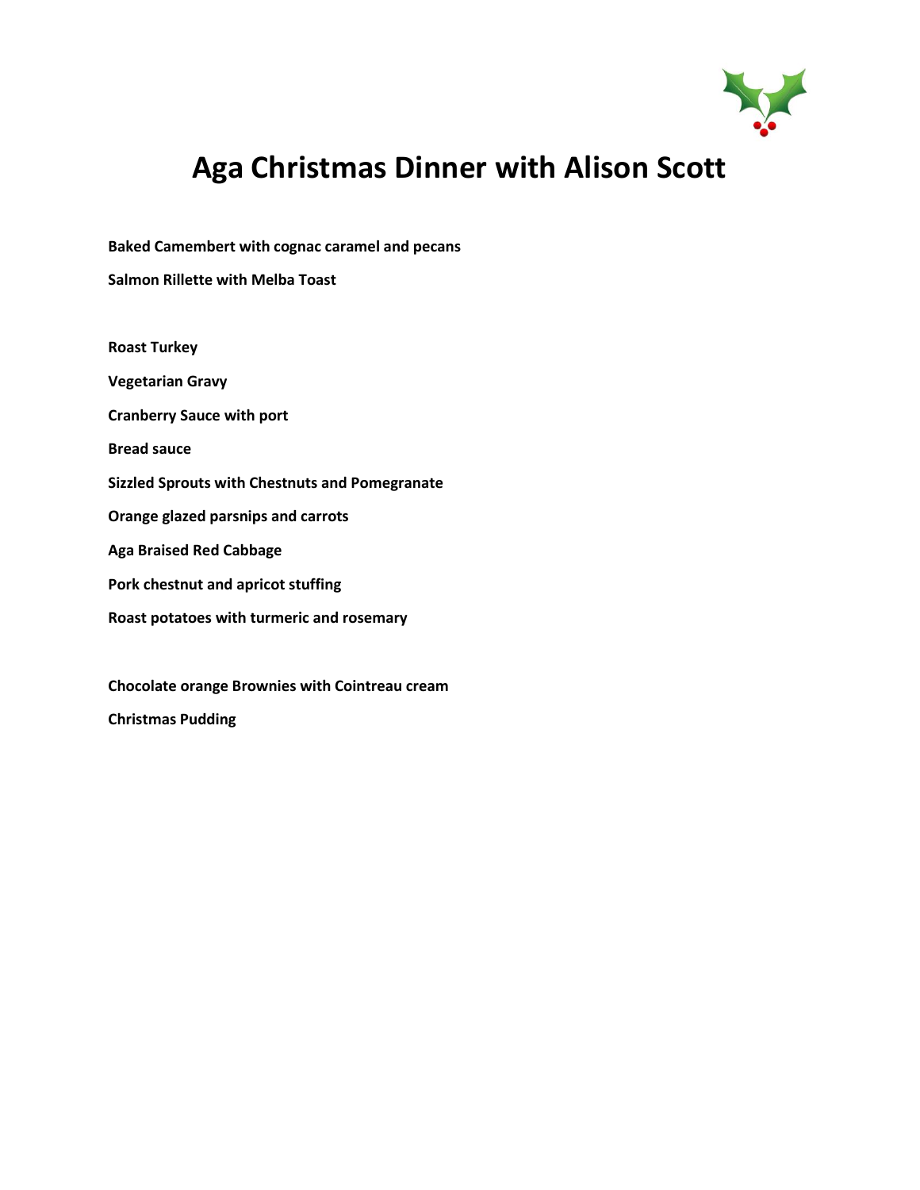# Aga Christmas Dinner with Alison Scott

**Baked Camembert with cognac caramel and pecans**

**Salmon Rillette with Melba Toast**

**Roast Turkey**

**Vegetarian Gravy**

**Cranberry Sauce with port**

**Bread sauce**

**Sizzled Sprouts with Chestnuts and Pomegranate**

**Orange glazed parsnips and carrots**

**Aga Braised Red Cabbage**

**Pork chestnut and apricot stuffing**

**Roast potatoes with turmeric and rosemary**

**Chocolate orange Brownies with Cointreau cream**

**Christmas Pudding**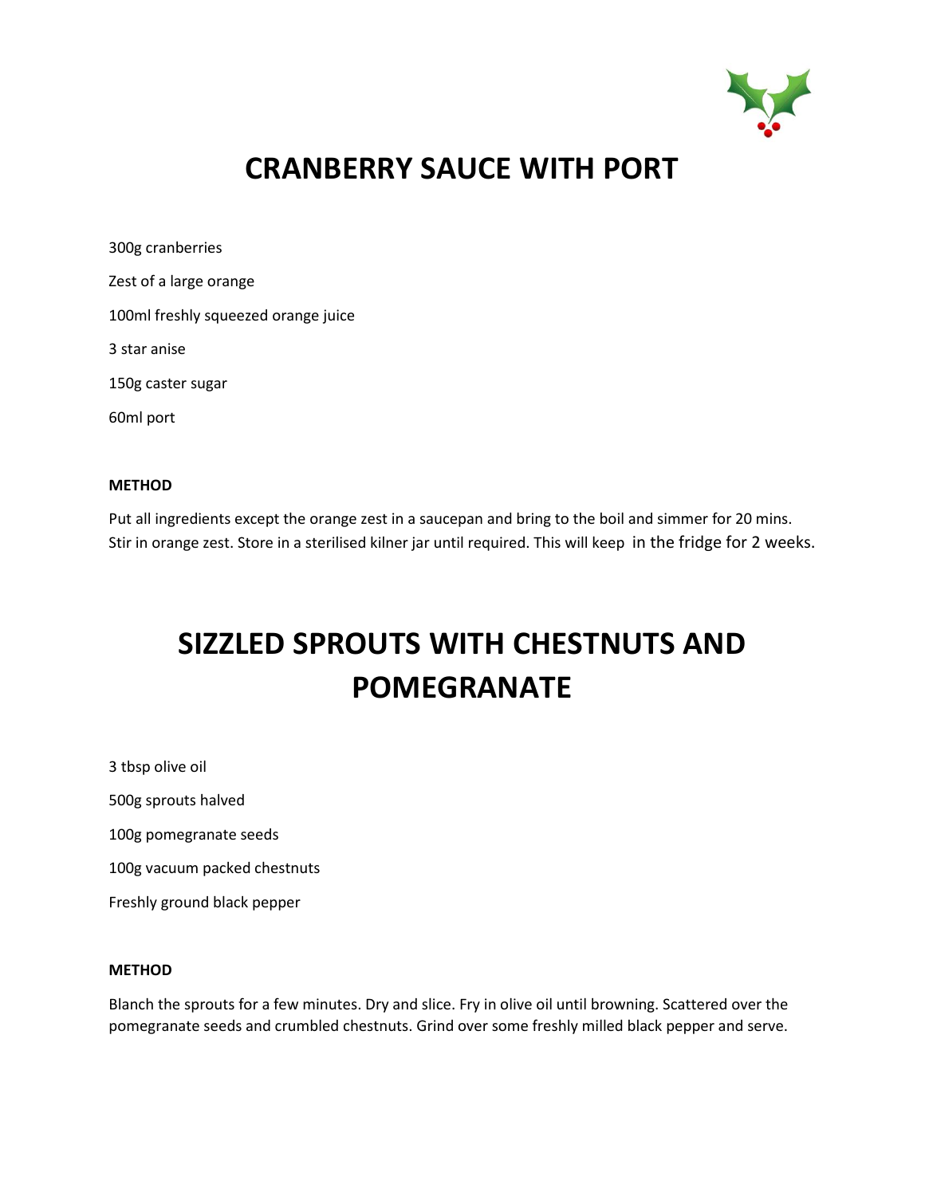# CRANBERRY SAUCE WITH PORT

300g cranberries

Zest of a large orange

100ml freshly squeezed orange juice

3 star anise

150g caster sugar

60ml port

**METHOD**

Put all ingredients except the orange zest in a saucepan and bring to the boil and simmer for 20 mins. Stir in orange zest. Store in a sterilised kilner jar until required. This will keep in the fridge for 2 weeks.

# SIZZLED SPROUTS WITH CHESTNUTS AND POMEGRANATE

3 tbsp olive oil

500g sprouts halved

100g pomegranate seeds

100g vacuum packed chestnuts

Freshly ground black pepper

**METHOD**

Blanch the sprouts for a few minutes. Dry and slice. Fry in olive oil until browning. Scattered over the pomegranate seeds and crumbled chestnuts. Grind over some freshly milled black pepper and serve.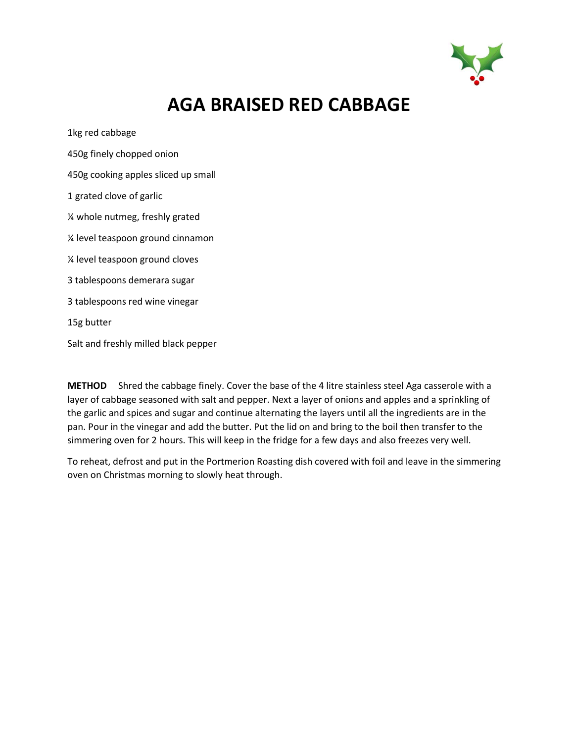# AGA BRAISED RED CABBAGE

1kg red cabbage

450g finely chopped onion

450g cooking apples sliced up small

1 grated clove of garlic

¼ whole nutmeg, freshly grated

¼ level teaspoon ground cinnamon

¼ level teaspoon ground cloves

3 tablespoons demerara sugar

3 tablespoons red wine vinegar

15g butter

Salt and freshly milled black pepper

**METHOD** Shred the cabbage finely. Cover the base of the 4 litre stainless steel Aga casserole with a layer of cabbage seasoned with salt and pepper. Next a layer of onions and apples and a sprinkling of the garlic and spices and sugar and continue alternating the layers until all the ingredients are in the pan. Pour in the vinegar and add the butter. Put the lid on and bring to the boil then transfer to the simmering oven for 2 hours. This will keep in the fridge for a few days and also freezes very well.

To reheat, defrost and put in the Portmerion Roasting dish covered with foil and leave in the simmering oven on Christmas morning to slowly heat through.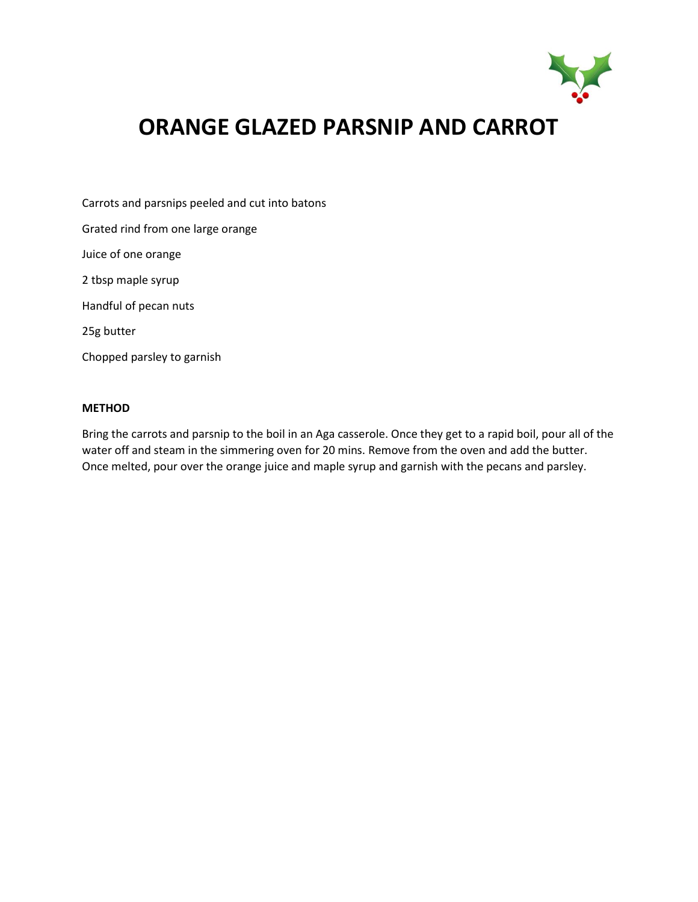# ORANGE GLAZED PARSNIP AND CARROT

Carrots and parsnips peeled and cut into batons

Grated rind from one large orange

Juice of one orange

2 tbsp maple syrup

Handful of pecan nuts

25g butter

Chopped parsley to garnish

**METHOD**

Bring the carrots and parsnip to the boil in an Aga casserole. Once they get to a rapid boil, pour all of the water off and steam in the simmering oven for 20 mins. Remove from the oven and add the butter. Once melted, pour over the orange juice and maple syrup and garnish with the pecans and parsley.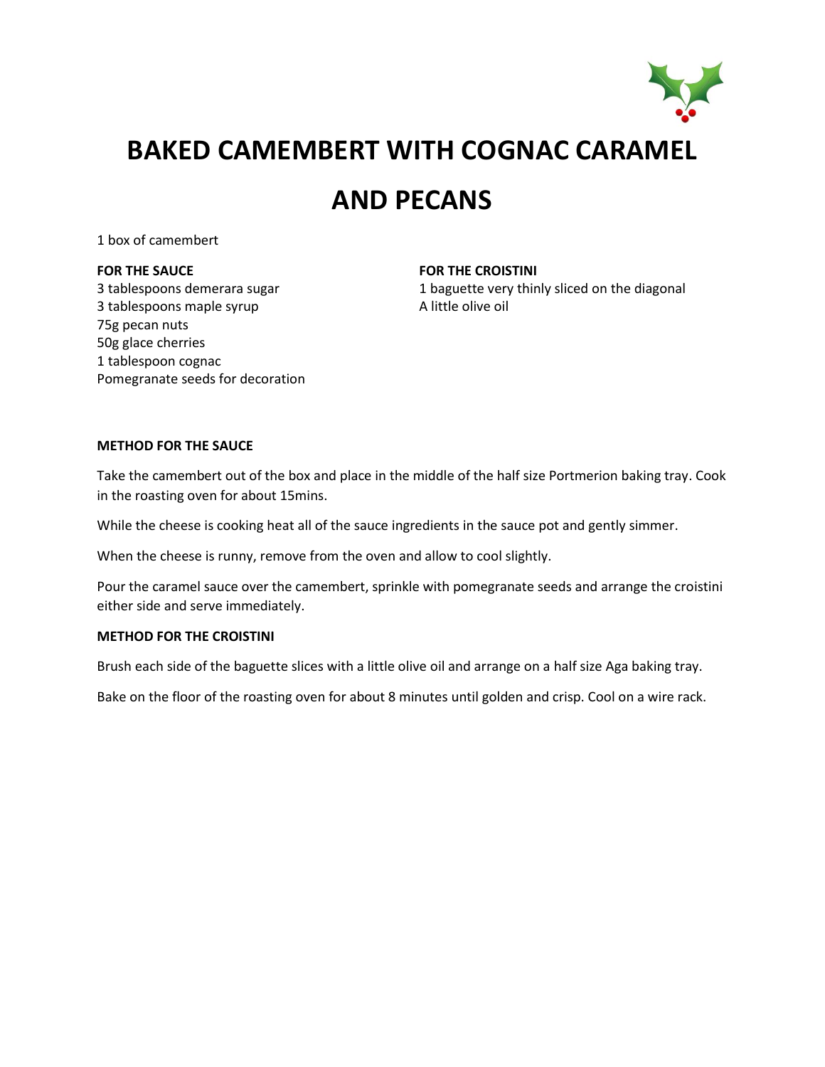# BAKED CAMEMBERT WITH COGNAC CARAMEL AND PECANS

1 box of camembert

**FOR THE SAUCE**

3 tablespoons demerara sugar
3 tablespoons maple syrup
75g pecan nuts
50g glace cherries
1 tablespoon cognac
Pomegranate seeds for decoration

**FOR THE CROISTINI**

1 baguette very thinly sliced on the diagonal
A little olive oil

**METHOD FOR THE SAUCE**

Take the camembert out of the box and place in the middle of the half size Portmerion baking tray. Cook in the roasting oven for about 15mins.

While the cheese is cooking heat all of the sauce ingredients in the sauce pot and gently simmer.

When the cheese is runny, remove from the oven and allow to cool slightly.

Pour the caramel sauce over the camembert, sprinkle with pomegranate seeds and arrange the croistini either side and serve immediately.

**METHOD FOR THE CROISTINI**

Brush each side of the baguette slices with a little olive oil and arrange on a half size Aga baking tray.

Bake on the floor of the roasting oven for about 8 minutes until golden and crisp. Cool on a wire rack.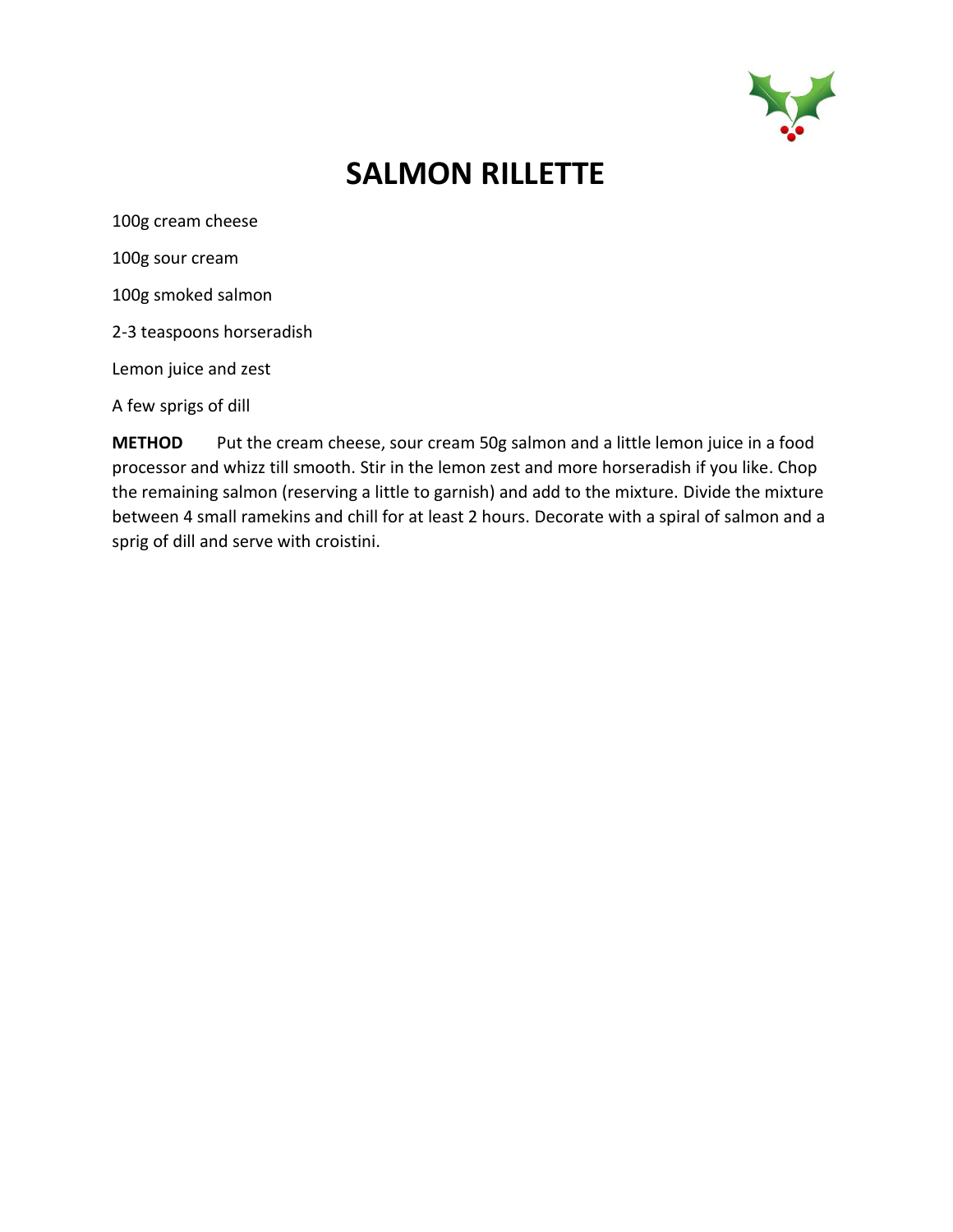# SALMON RILLETTE

100g cream cheese

100g sour cream

100g smoked salmon

2-3 teaspoons horseradish

Lemon juice and zest

A few sprigs of dill

**METHOD** Put the cream cheese, sour cream 50g salmon and a little lemon juice in a food processor and whizz till smooth. Stir in the lemon zest and more horseradish if you like. Chop the remaining salmon (reserving a little to garnish) and add to the mixture. Divide the mixture between 4 small ramekins and chill for at least 2 hours. Decorate with a spiral of salmon and a sprig of dill and serve with croistini.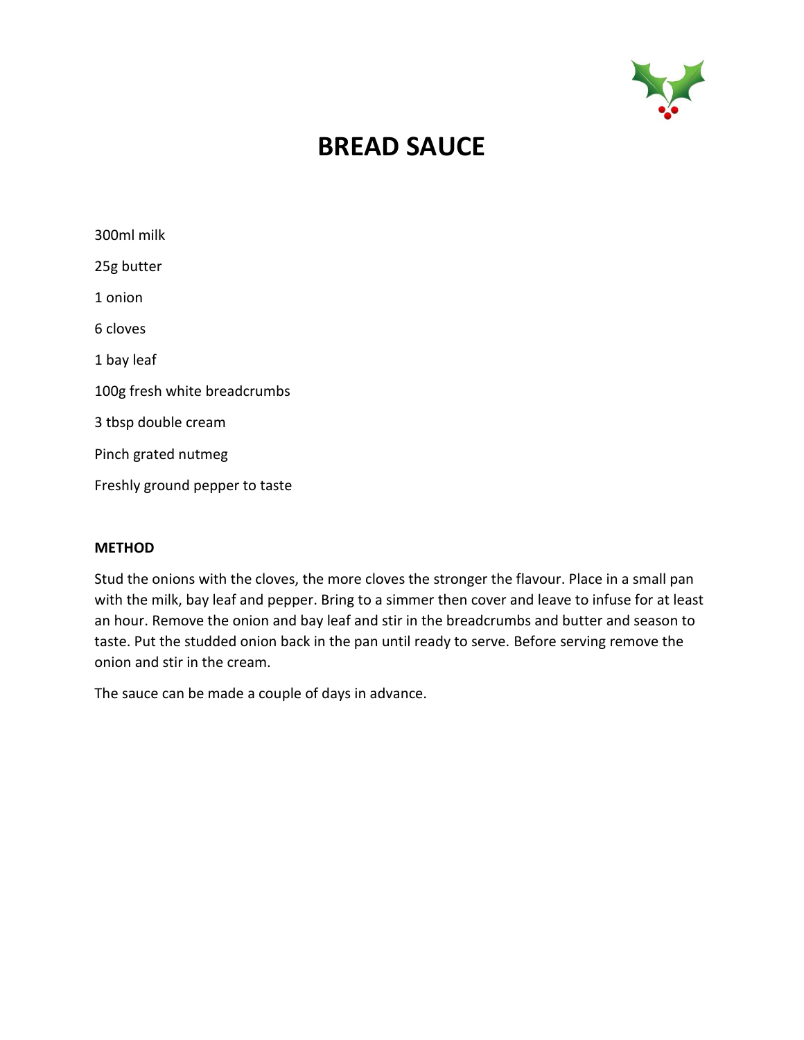# BREAD SAUCE

300ml milk

25g butter

1 onion

6 cloves

1 bay leaf

100g fresh white breadcrumbs

3 tbsp double cream

Pinch grated nutmeg

Freshly ground pepper to taste

**METHOD**

Stud the onions with the cloves, the more cloves the stronger the flavour. Place in a small pan with the milk, bay leaf and pepper. Bring to a simmer then cover and leave to infuse for at least an hour. Remove the onion and bay leaf and stir in the breadcrumbs and butter and season to taste. Put the studded onion back in the pan until ready to serve. Before serving remove the onion and stir in the cream.

The sauce can be made a couple of days in advance.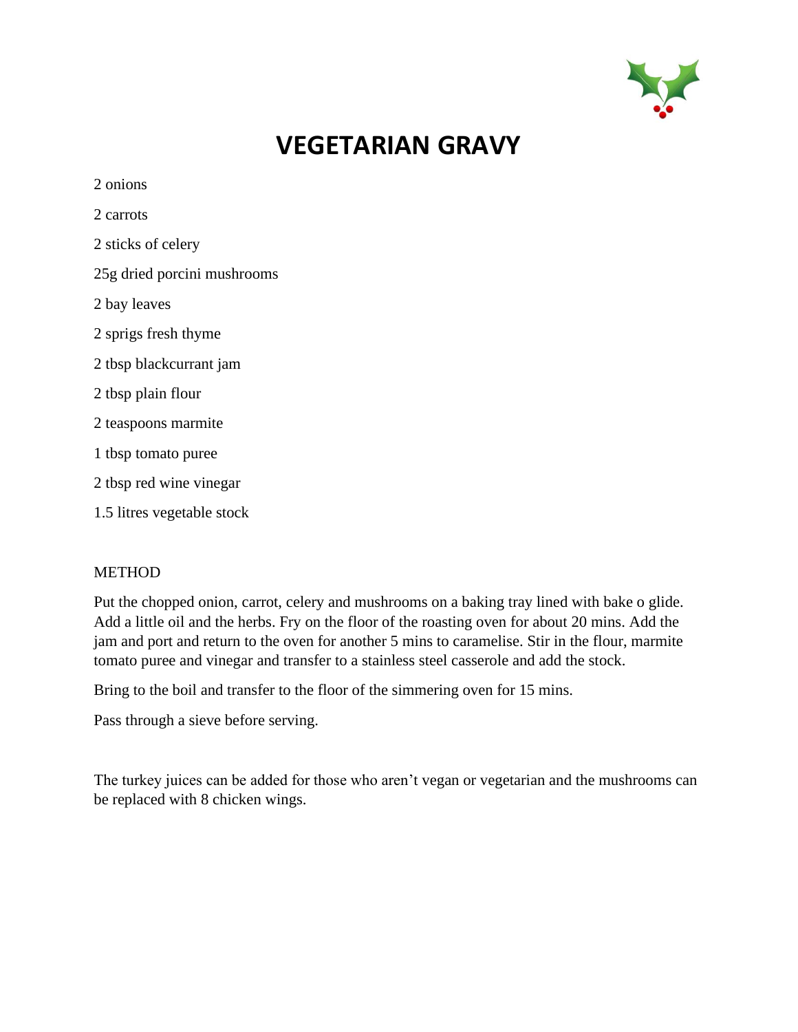# VEGETARIAN GRAVY

2 onions

2 carrots

2 sticks of celery

25g dried porcini mushrooms

2 bay leaves

2 sprigs fresh thyme

2 tbsp blackcurrant jam

2 tbsp plain flour

2 teaspoons marmite

1 tbsp tomato puree

2 tbsp red wine vinegar

1.5 litres vegetable stock

METHOD

Put the chopped onion, carrot, celery and mushrooms on a baking tray lined with bake o glide. Add a little oil and the herbs. Fry on the floor of the roasting oven for about 20 mins. Add the jam and port and return to the oven for another 5 mins to caramelise. Stir in the flour, marmite tomato puree and vinegar and transfer to a stainless steel casserole and add the stock.

Bring to the boil and transfer to the floor of the simmering oven for 15 mins.

Pass through a sieve before serving.

The turkey juices can be added for those who aren't vegan or vegetarian and the mushrooms can be replaced with 8 chicken wings.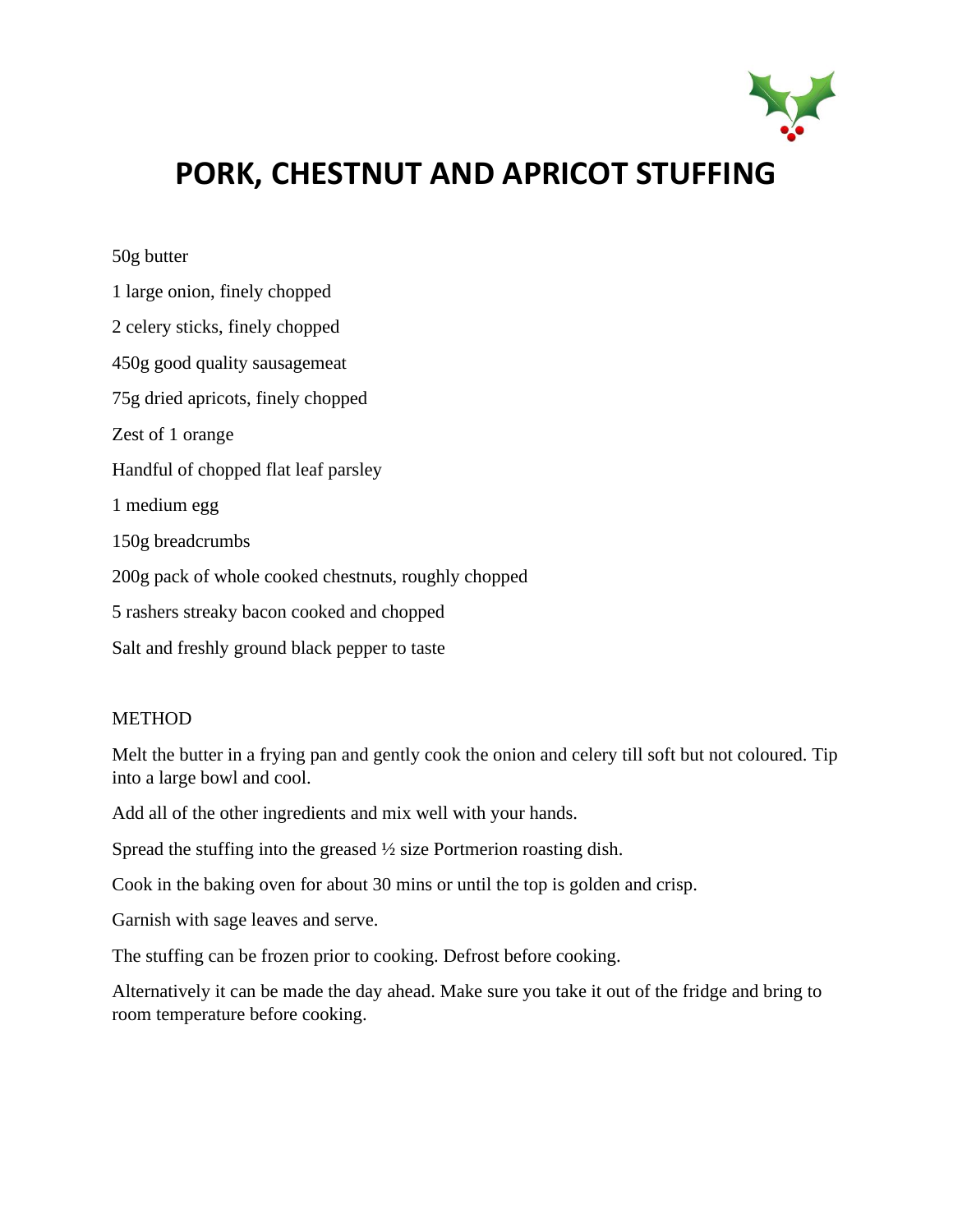# PORK, CHESTNUT AND APRICOT STUFFING

50g butter

1 large onion, finely chopped

2 celery sticks, finely chopped

450g good quality sausagemeat

75g dried apricots, finely chopped

Zest of 1 orange

Handful of chopped flat leaf parsley

1 medium egg

150g breadcrumbs

200g pack of whole cooked chestnuts, roughly chopped

5 rashers streaky bacon cooked and chopped

Salt and freshly ground black pepper to taste

METHOD

Melt the butter in a frying pan and gently cook the onion and celery till soft but not coloured. Tip into a large bowl and cool.

Add all of the other ingredients and mix well with your hands.

Spread the stuffing into the greased ½ size Portmerion roasting dish.

Cook in the baking oven for about 30 mins or until the top is golden and crisp.

Garnish with sage leaves and serve.

The stuffing can be frozen prior to cooking. Defrost before cooking.

Alternatively it can be made the day ahead. Make sure you take it out of the fridge and bring to room temperature before cooking.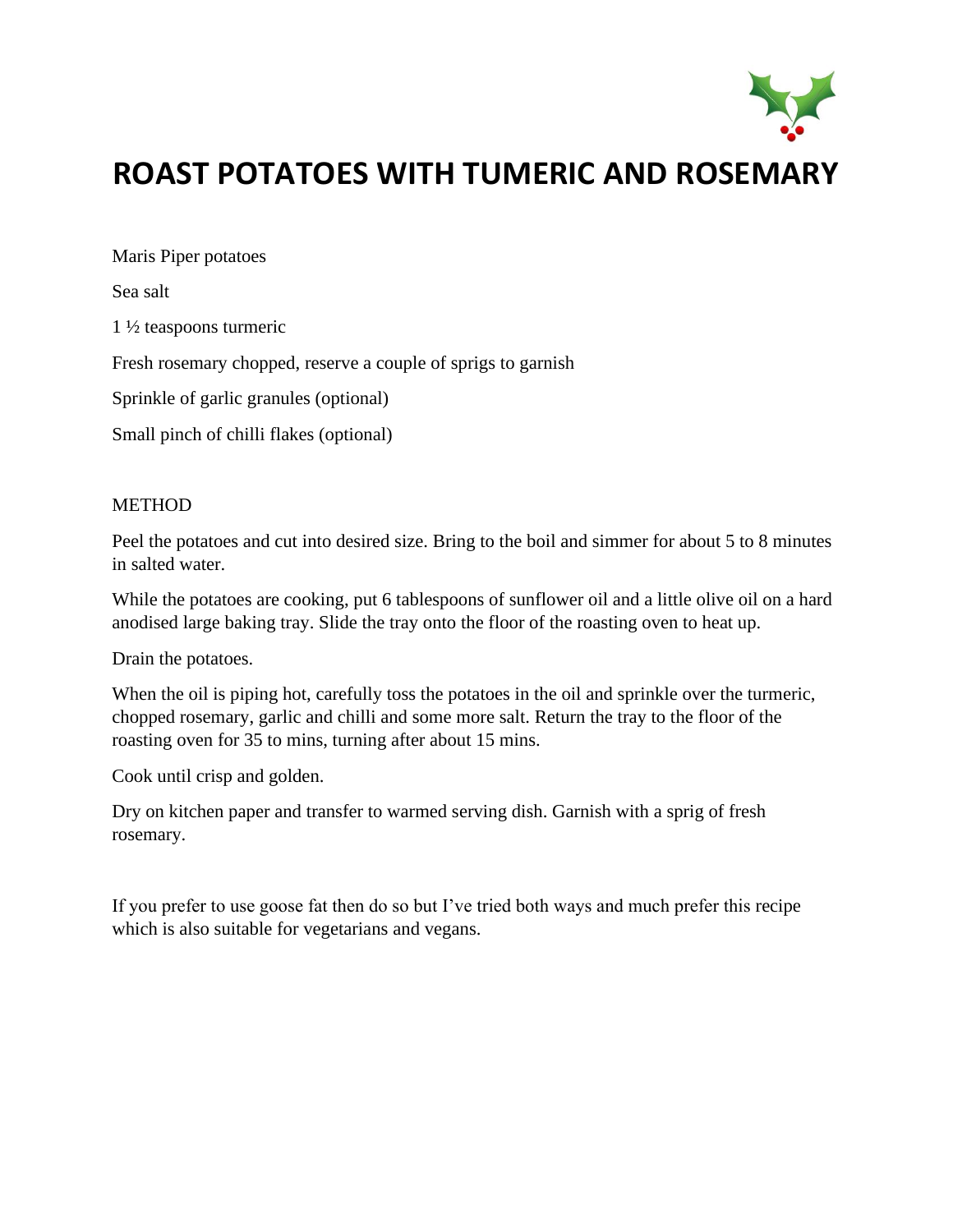# ROAST POTATOES WITH TUMERIC AND ROSEMARY

Maris Piper potatoes

Sea salt

1 ½ teaspoons turmeric

Fresh rosemary chopped, reserve a couple of sprigs to garnish

Sprinkle of garlic granules (optional)

Small pinch of chilli flakes (optional)

METHOD

Peel the potatoes and cut into desired size. Bring to the boil and simmer for about 5 to 8 minutes in salted water.

While the potatoes are cooking, put 6 tablespoons of sunflower oil and a little olive oil on a hard anodised large baking tray. Slide the tray onto the floor of the roasting oven to heat up.

Drain the potatoes.

When the oil is piping hot, carefully toss the potatoes in the oil and sprinkle over the turmeric, chopped rosemary, garlic and chilli and some more salt. Return the tray to the floor of the roasting oven for 35 to mins, turning after about 15 mins.

Cook until crisp and golden.

Dry on kitchen paper and transfer to warmed serving dish. Garnish with a sprig of fresh rosemary.

If you prefer to use goose fat then do so but I've tried both ways and much prefer this recipe which is also suitable for vegetarians and vegans.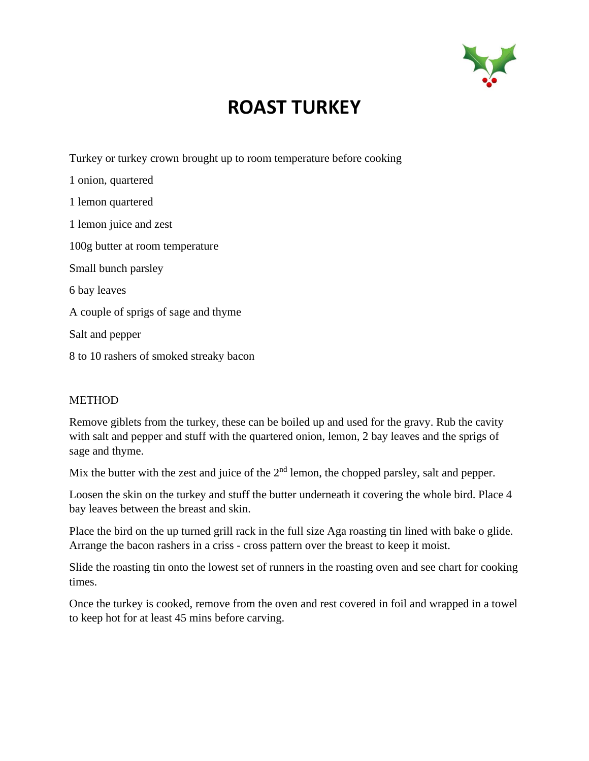# ROAST TURKEY

Turkey or turkey crown brought up to room temperature before cooking

1 onion, quartered

1 lemon quartered

1 lemon juice and zest

100g butter at room temperature

Small bunch parsley

6 bay leaves

A couple of sprigs of sage and thyme

Salt and pepper

8 to 10 rashers of smoked streaky bacon

METHOD

Remove giblets from the turkey, these can be boiled up and used for the gravy. Rub the cavity with salt and pepper and stuff with the quartered onion, lemon, 2 bay leaves and the sprigs of sage and thyme.

Mix the butter with the zest and juice of the 2nd lemon, the chopped parsley, salt and pepper.

Loosen the skin on the turkey and stuff the butter underneath it covering the whole bird. Place 4 bay leaves between the breast and skin.

Place the bird on the up turned grill rack in the full size Aga roasting tin lined with bake o glide. Arrange the bacon rashers in a criss - cross pattern over the breast to keep it moist.

Slide the roasting tin onto the lowest set of runners in the roasting oven and see chart for cooking times.

Once the turkey is cooked, remove from the oven and rest covered in foil and wrapped in a towel to keep hot for at least 45 mins before carving.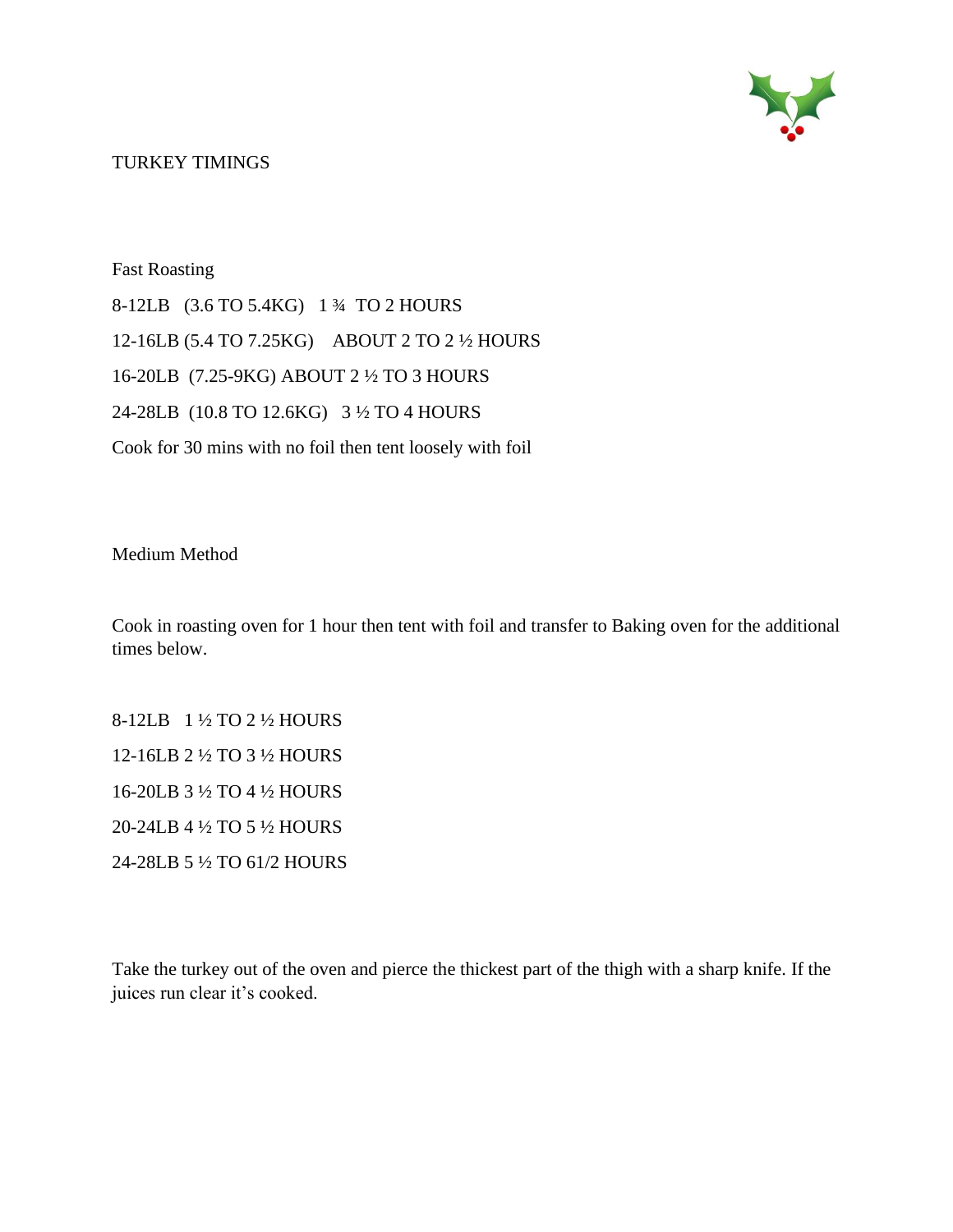# TURKEY TIMINGS

## Fast Roasting

8-12LB (3.6 TO 5.4KG) 1 ¾ TO 2 HOURS

12-16LB (5.4 TO 7.25KG) ABOUT 2 TO 2 ½ HOURS

16-20LB (7.25-9KG) ABOUT 2 ½ TO 3 HOURS

24-28LB (10.8 TO 12.6KG) 3 ½ TO 4 HOURS

Cook for 30 mins with no foil then tent loosely with foil

## Medium Method

Cook in roasting oven for 1 hour then tent with foil and transfer to Baking oven for the additional times below.

8-12LB 1 ½ TO 2 ½ HOURS

12-16LB 2 ½ TO 3 ½ HOURS

16-20LB 3 ½ TO 4 ½ HOURS

20-24LB 4 ½ TO 5 ½ HOURS

24-28LB 5 ½ TO 61/2 HOURS

Take the turkey out of the oven and pierce the thickest part of the thigh with a sharp knife. If the juices run clear it's cooked.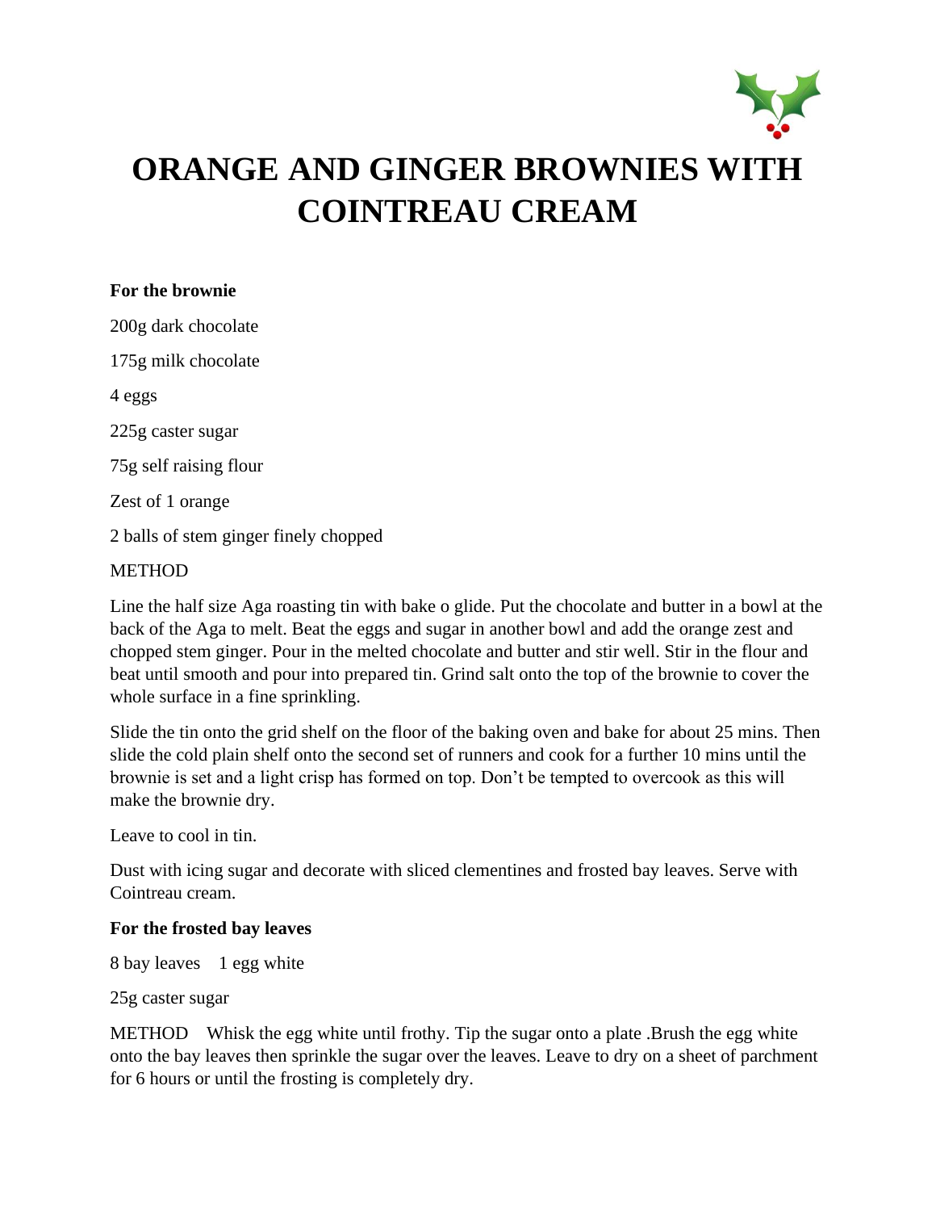# ORANGE AND GINGER BROWNIES WITH COINTREAU CREAM

**For the brownie**

200g dark chocolate

175g milk chocolate

4 eggs

225g caster sugar

75g self raising flour

Zest of 1 orange

2 balls of stem ginger finely chopped

METHOD

Line the half size Aga roasting tin with bake o glide. Put the chocolate and butter in a bowl at the back of the Aga to melt. Beat the eggs and sugar in another bowl and add the orange zest and chopped stem ginger. Pour in the melted chocolate and butter and stir well. Stir in the flour and beat until smooth and pour into prepared tin. Grind salt onto the top of the brownie to cover the whole surface in a fine sprinkling.

Slide the tin onto the grid shelf on the floor of the baking oven and bake for about 25 mins. Then slide the cold plain shelf onto the second set of runners and cook for a further 10 mins until the brownie is set and a light crisp has formed on top. Don't be tempted to overcook as this will make the brownie dry.

Leave to cool in tin.

Dust with icing sugar and decorate with sliced clementines and frosted bay leaves. Serve with Cointreau cream.

**For the frosted bay leaves**

8 bay leaves 1 egg white

25g caster sugar

METHOD Whisk the egg white until frothy. Tip the sugar onto a plate .Brush the egg white onto the bay leaves then sprinkle the sugar over the leaves. Leave to dry on a sheet of parchment for 6 hours or until the frosting is completely dry.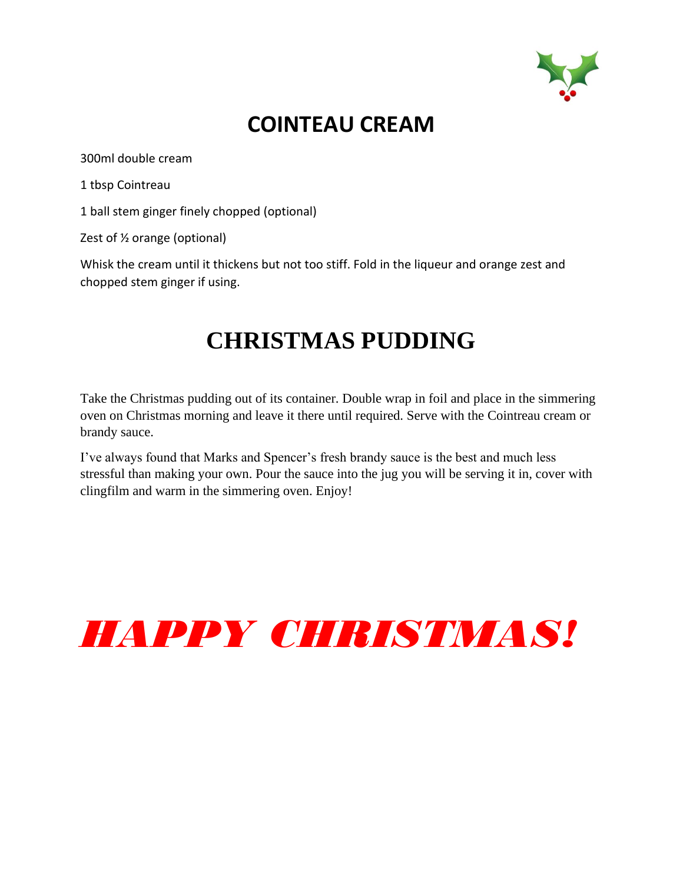# COINTEAU CREAM

300ml double cream

1 tbsp Cointreau

1 ball stem ginger finely chopped (optional)

Zest of ½ orange (optional)

Whisk the cream until it thickens but not too stiff. Fold in the liqueur and orange zest and chopped stem ginger if using.

# CHRISTMAS PUDDING

Take the Christmas pudding out of its container. Double wrap in foil and place in the simmering oven on Christmas morning and leave it there until required. Serve with the Cointreau cream or brandy sauce.

I've always found that Marks and Spencer's fresh brandy sauce is the best and much less stressful than making your own. Pour the sauce into the jug you will be serving it in, cover with clingfilm and warm in the simmering oven. Enjoy!

***HAPPY CHRISTMAS!***